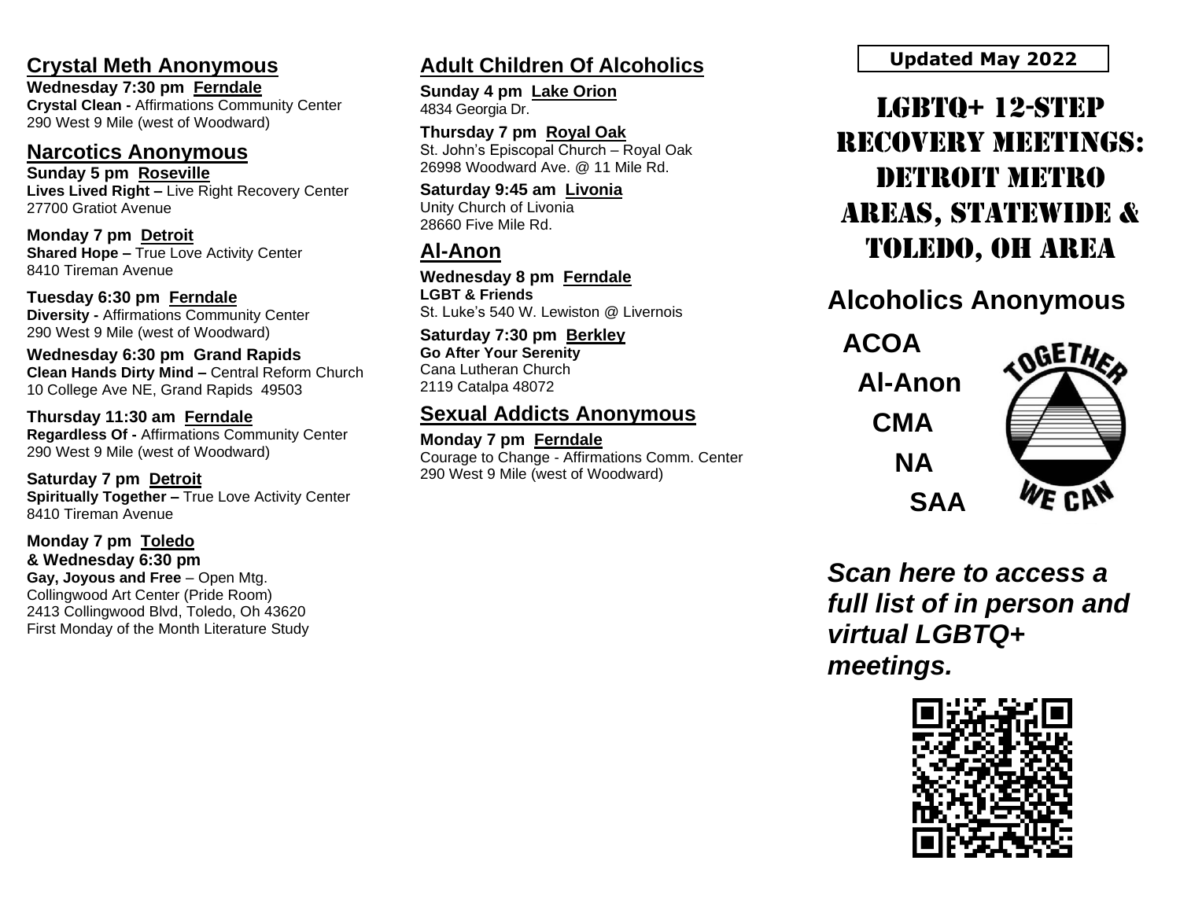## Crystal Meth Anonymous

**Wednesday 7:30 pm Ferndale**
**Crystal Clean -** Affirmations Community Center
290 West 9 Mile (west of Woodward)

## Narcotics Anonymous

**Sunday 5 pm Roseville**
**Lives Lived Right –** Live Right Recovery Center
27700 Gratiot Avenue

**Monday 7 pm Detroit**
**Shared Hope –** True Love Activity Center
8410 Tireman Avenue

**Tuesday 6:30 pm Ferndale**
**Diversity -** Affirmations Community Center
290 West 9 Mile (west of Woodward)

**Wednesday 6:30 pm Grand Rapids**
**Clean Hands Dirty Mind –** Central Reform Church
10 College Ave NE, Grand Rapids 49503

**Thursday 11:30 am Ferndale**
**Regardless Of -** Affirmations Community Center
290 West 9 Mile (west of Woodward)

**Saturday 7 pm Detroit**
**Spiritually Together –** True Love Activity Center
8410 Tireman Avenue

**Monday 7 pm Toledo**
**& Wednesday 6:30 pm**
**Gay, Joyous and Free** – Open Mtg.
Collingwood Art Center (Pride Room)
2413 Collingwood Blvd, Toledo, Oh 43620
First Monday of the Month Literature Study

## Adult Children Of Alcoholics

**Sunday 4 pm Lake Orion**
4834 Georgia Dr.

**Thursday 7 pm Royal Oak**
St. John's Episcopal Church – Royal Oak
26998 Woodward Ave. @ 11 Mile Rd.

**Saturday 9:45 am Livonia**
Unity Church of Livonia
28660 Five Mile Rd.

## Al-Anon

**Wednesday 8 pm Ferndale**
**LGBT & Friends**
St. Luke's 540 W. Lewiston @ Livernois

**Saturday 7:30 pm Berkley**
**Go After Your Serenity**
Cana Lutheran Church
2119 Catalpa 48072

## Sexual Addicts Anonymous

**Monday 7 pm Ferndale**
Courage to Change - Affirmations Comm. Center
290 West 9 Mile (west of Woodward)

**Updated May 2022**

# LGBTQ+ 12-Step Recovery Meetings: Detroit Metro Areas, Statewide & Toledo, OH Area

## Alcoholics Anonymous

**ACOA**
**Al-Anon**
**CMA**
**NA**
**SAA**

TOGETHER WE CAN

***Scan here to access a full list of in person and virtual LGBTQ+ meetings.***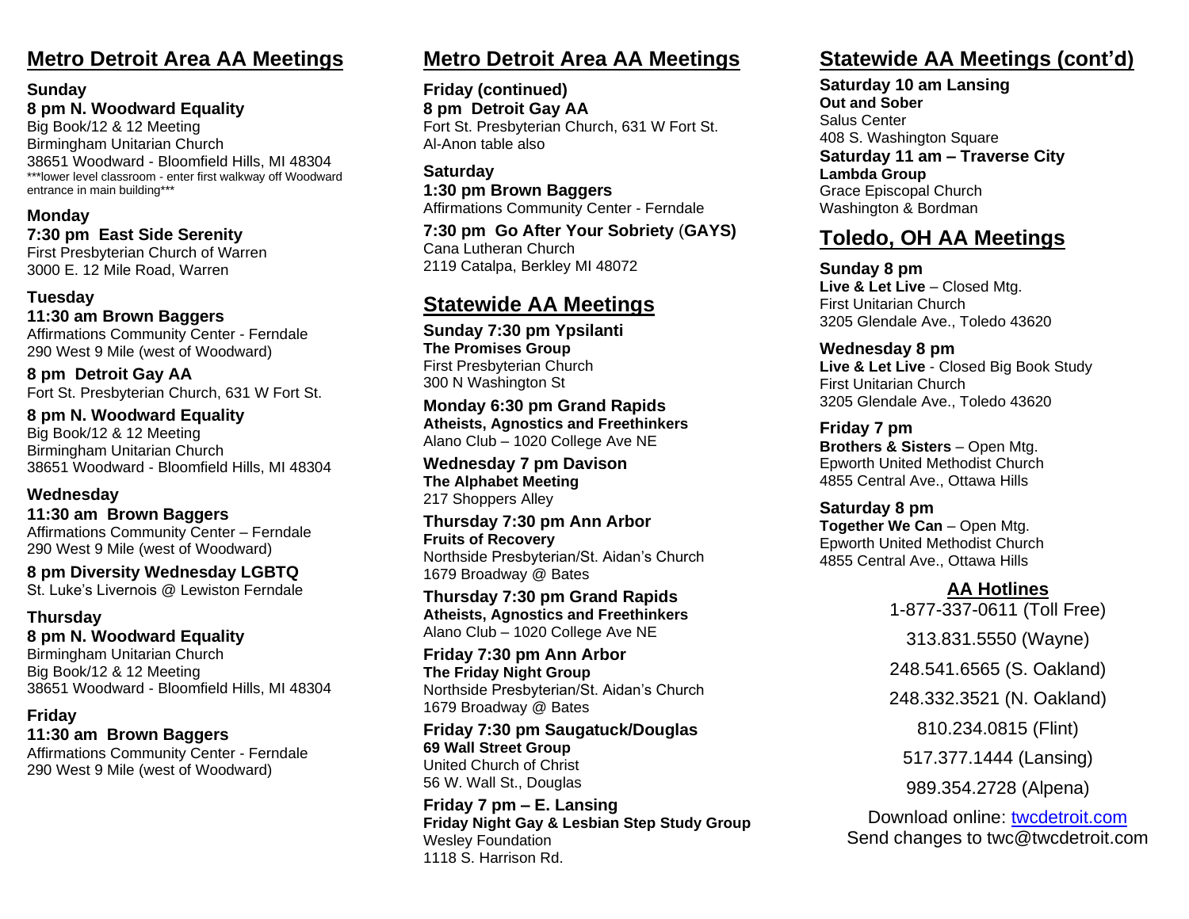## Metro Detroit Area AA Meetings

**Sunday**

**8 pm N. Woodward Equality**
Big Book/12 & 12 Meeting
Birmingham Unitarian Church
38651 Woodward - Bloomfield Hills, MI 48304
***lower level classroom - enter first walkway off Woodward entrance in main building***

**Monday**

**7:30 pm East Side Serenity**
First Presbyterian Church of Warren
3000 E. 12 Mile Road, Warren

**Tuesday**

**11:30 am Brown Baggers**
Affirmations Community Center - Ferndale
290 West 9 Mile (west of Woodward)

**8 pm Detroit Gay AA**
Fort St. Presbyterian Church, 631 W Fort St.

**8 pm N. Woodward Equality**
Big Book/12 & 12 Meeting
Birmingham Unitarian Church
38651 Woodward - Bloomfield Hills, MI 48304

**Wednesday**

**11:30 am Brown Baggers**
Affirmations Community Center – Ferndale
290 West 9 Mile (west of Woodward)

**8 pm Diversity Wednesday LGBTQ**
St. Luke's Livernois @ Lewiston Ferndale

**Thursday**

**8 pm N. Woodward Equality**
Birmingham Unitarian Church
Big Book/12 & 12 Meeting
38651 Woodward - Bloomfield Hills, MI 48304

**Friday**

**11:30 am Brown Baggers**
Affirmations Community Center - Ferndale
290 West 9 Mile (west of Woodward)

## Metro Detroit Area AA Meetings

**Friday (continued)**

**8 pm Detroit Gay AA**
Fort St. Presbyterian Church, 631 W Fort St.
Al-Anon table also

**Saturday**

**1:30 pm Brown Baggers**
Affirmations Community Center - Ferndale

**7:30 pm Go After Your Sobriety (GAYS)**
Cana Lutheran Church
2119 Catalpa, Berkley MI 48072

## Statewide AA Meetings

**Sunday 7:30 pm Ypsilanti**
**The Promises Group**
First Presbyterian Church
300 N Washington St

**Monday 6:30 pm Grand Rapids**
**Atheists, Agnostics and Freethinkers**
Alano Club – 1020 College Ave NE

**Wednesday 7 pm Davison**
**The Alphabet Meeting**
217 Shoppers Alley

**Thursday 7:30 pm Ann Arbor**
**Fruits of Recovery**
Northside Presbyterian/St. Aidan's Church
1679 Broadway @ Bates

**Thursday 7:30 pm Grand Rapids**
**Atheists, Agnostics and Freethinkers**
Alano Club – 1020 College Ave NE

**Friday 7:30 pm Ann Arbor**
**The Friday Night Group**
Northside Presbyterian/St. Aidan's Church
1679 Broadway @ Bates

**Friday 7:30 pm Saugatuck/Douglas**
**69 Wall Street Group**
United Church of Christ
56 W. Wall St., Douglas

**Friday 7 pm – E. Lansing**
**Friday Night Gay & Lesbian Step Study Group**
Wesley Foundation
1118 S. Harrison Rd.

## Statewide AA Meetings (cont'd)

**Saturday 10 am Lansing**
**Out and Sober**
Salus Center
408 S. Washington Square

**Saturday 11 am – Traverse City**
**Lambda Group**
Grace Episcopal Church
Washington & Bordman

## Toledo, OH AA Meetings

**Sunday 8 pm**
**Live & Let Live** – Closed Mtg.
First Unitarian Church
3205 Glendale Ave., Toledo 43620

**Wednesday 8 pm**
**Live & Let Live** - Closed Big Book Study
First Unitarian Church
3205 Glendale Ave., Toledo 43620

**Friday 7 pm**
**Brothers & Sisters** – Open Mtg.
Epworth United Methodist Church
4855 Central Ave., Ottawa Hills

**Saturday 8 pm**
**Together We Can** – Open Mtg.
Epworth United Methodist Church
4855 Central Ave., Ottawa Hills

### AA Hotlines

1-877-337-0611 (Toll Free)

313.831.5550 (Wayne)

248.541.6565 (S. Oakland)

248.332.3521 (N. Oakland)

810.234.0815 (Flint)

517.377.1444 (Lansing)

989.354.2728 (Alpena)

Download online: twcdetroit.com
Send changes to twc@twcdetroit.com